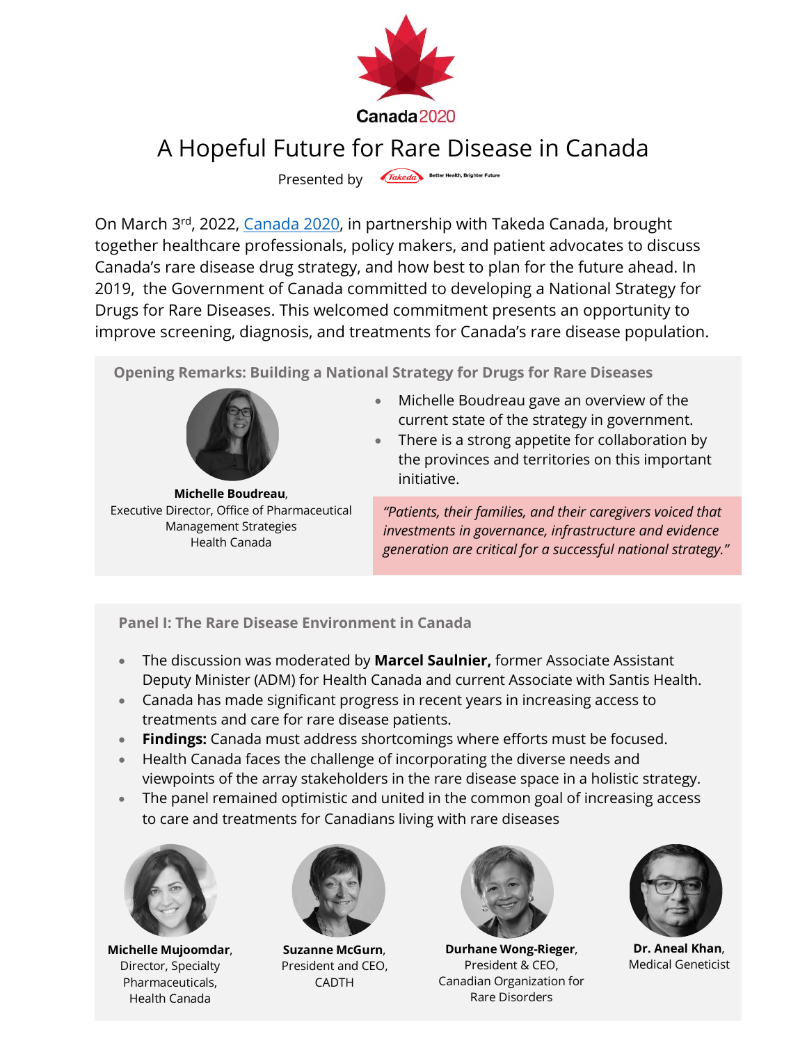Canada 2020

# A Hopeful Future for Rare Disease in Canada

Presented by Takeda Better Health, Brighter Future

On March 3rd, 2022, [Canada 2020](), in partnership with Takeda Canada, brought together healthcare professionals, policy makers, and patient advocates to discuss Canada's rare disease drug strategy, and how best to plan for the future ahead. In 2019, the Government of Canada committed to developing a National Strategy for Drugs for Rare Diseases. This welcomed commitment presents an opportunity to improve screening, diagnosis, and treatments for Canada's rare disease population.

## Opening Remarks: Building a National Strategy for Drugs for Rare Diseases

**Michelle Boudreau**,
Executive Director, Office of Pharmaceutical Management Strategies
Health Canada

- Michelle Boudreau gave an overview of the current state of the strategy in government.
- There is a strong appetite for collaboration by the provinces and territories on this important initiative.

*"Patients, their families, and their caregivers voiced that investments in governance, infrastructure and evidence generation are critical for a successful national strategy."*

## Panel I: The Rare Disease Environment in Canada

- The discussion was moderated by **Marcel Saulnier,** former Associate Assistant Deputy Minister (ADM) for Health Canada and current Associate with Santis Health.
- Canada has made significant progress in recent years in increasing access to treatments and care for rare disease patients.
- **Findings:** Canada must address shortcomings where efforts must be focused.
- Health Canada faces the challenge of incorporating the diverse needs and viewpoints of the array stakeholders in the rare disease space in a holistic strategy.
- The panel remained optimistic and united in the common goal of increasing access to care and treatments for Canadians living with rare diseases

**Michelle Mujoomdar**,
Director, Specialty Pharmaceuticals,
Health Canada

**Suzanne McGurn**,
President and CEO,
CADTH

**Durhane Wong-Rieger**,
President & CEO,
Canadian Organization for Rare Disorders

**Dr. Aneal Khan**,
Medical Geneticist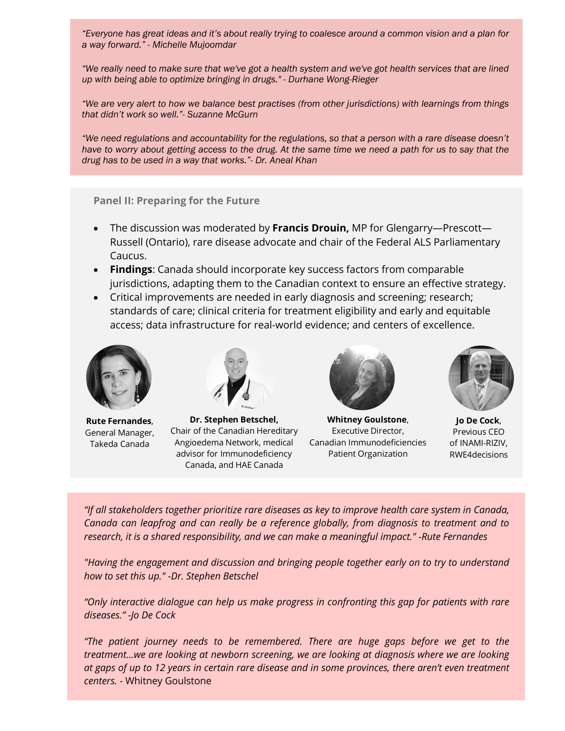*"Everyone has great ideas and it's about really trying to coalesce around a common vision and a plan for a way forward." - Michelle Mujoomdar*

*"We really need to make sure that we've got a health system and we've got health services that are lined up with being able to optimize bringing in drugs." - Durhane Wong-Rieger*

*"We are very alert to how we balance best practises (from other jurisdictions) with learnings from things that didn't work so well."- Suzanne McGurn*

*"We need regulations and accountability for the regulations, so that a person with a rare disease doesn't have to worry about getting access to the drug. At the same time we need a path for us to say that the drug has to be used in a way that works."- Dr. Aneal Khan*

### Panel II: Preparing for the Future

- The discussion was moderated by **Francis Drouin,** MP for Glengarry—Prescott—Russell (Ontario), rare disease advocate and chair of the Federal ALS Parliamentary Caucus.
- **Findings**: Canada should incorporate key success factors from comparable jurisdictions, adapting them to the Canadian context to ensure an effective strategy.
- Critical improvements are needed in early diagnosis and screening; research; standards of care; clinical criteria for treatment eligibility and early and equitable access; data infrastructure for real-world evidence; and centers of excellence.

**Rute Fernandes**, General Manager, Takeda Canada

**Dr. Stephen Betschel,** Chair of the Canadian Hereditary Angioedema Network, medical advisor for Immunodeficiency Canada, and HAE Canada

**Whitney Goulstone**, Executive Director, Canadian Immunodeficiencies Patient Organization

**Jo De Cock**, Previous CEO of INAMI-RIZIV, RWE4decisions

*"If all stakeholders together prioritize rare diseases as key to improve health care system in Canada, Canada can leapfrog and can really be a reference globally, from diagnosis to treatment and to research, it is a shared responsibility, and we can make a meaningful impact." -Rute Fernandes*

*"Having the engagement and discussion and bringing people together early on to try to understand how to set this up." -Dr. Stephen Betschel*

*"Only interactive dialogue can help us make progress in confronting this gap for patients with rare diseases." -Jo De Cock*

*"The patient journey needs to be remembered. There are huge gaps before we get to the treatment…we are looking at newborn screening, we are looking at diagnosis where we are looking at gaps of up to 12 years in certain rare disease and in some provinces, there aren't even treatment centers.* - Whitney Goulstone